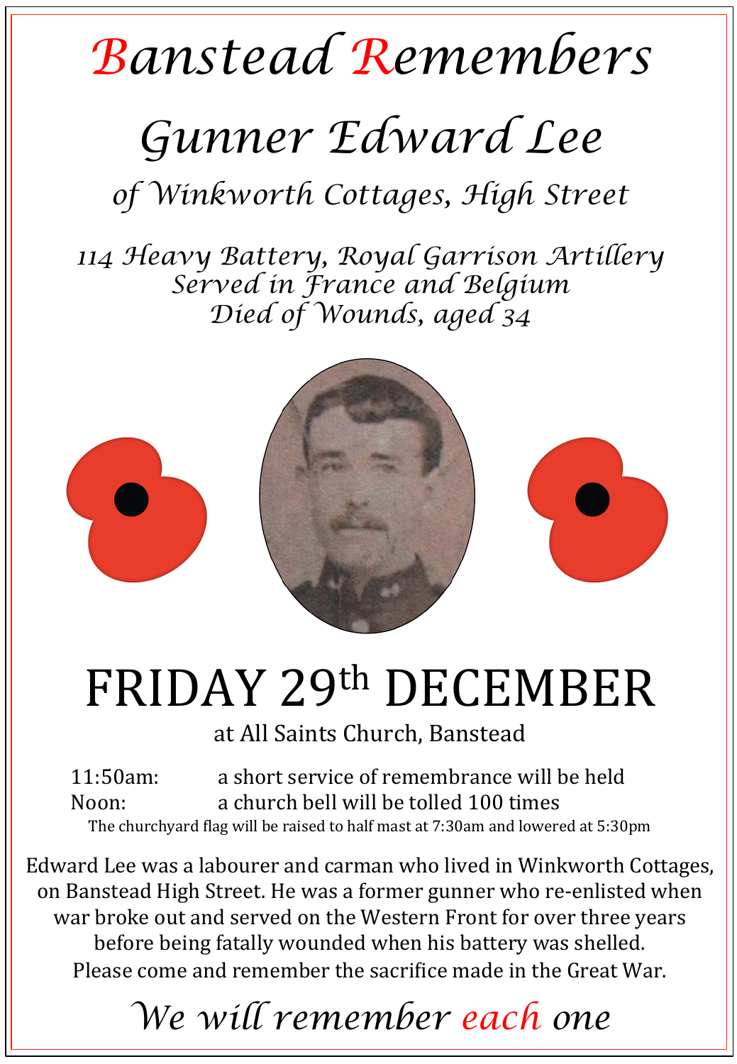# Banstead Remembers

## Gunner Edward Lee

### of Winkworth Cottages, High Street

*114 Heavy Battery, Royal Garrison Artillery*
*Served in France and Belgium*
*Died of Wounds, aged 34*

# FRIDAY 29th DECEMBER

at All Saints Church, Banstead

11:50am: a short service of remembrance will be held
Noon: a church bell will be tolled 100 times

The churchyard flag will be raised to half mast at 7:30am and lowered at 5:30pm

Edward Lee was a labourer and carman who lived in Winkworth Cottages, on Banstead High Street. He was a former gunner who re-enlisted when war broke out and served on the Western Front for over three years before being fatally wounded when his battery was shelled. Please come and remember the sacrifice made in the Great War.

*We will remember each one*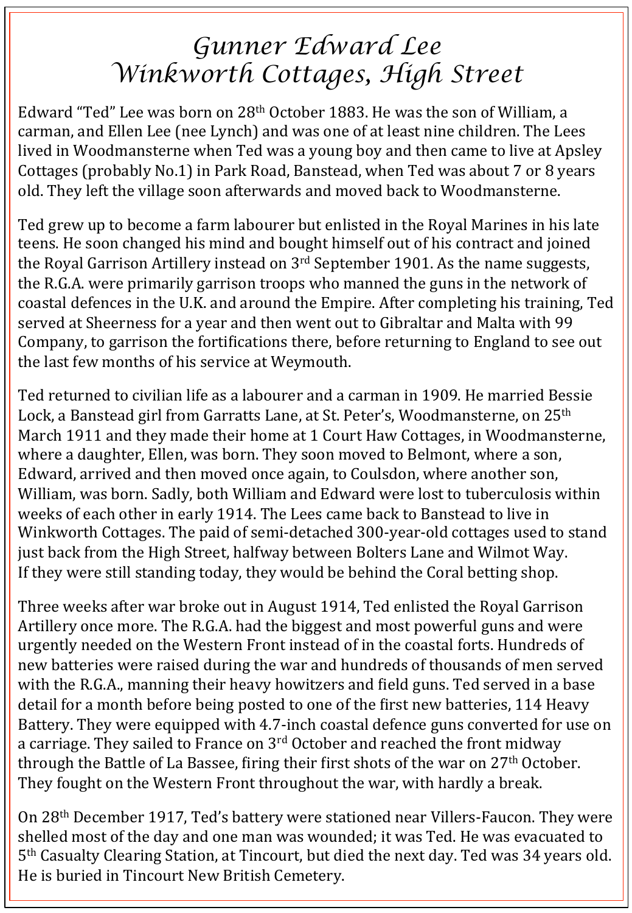# Gunner Edward Lee
# Winkworth Cottages, High Street

Edward "Ted" Lee was born on 28th October 1883. He was the son of William, a carman, and Ellen Lee (nee Lynch) and was one of at least nine children. The Lees lived in Woodmansterne when Ted was a young boy and then came to live at Apsley Cottages (probably No.1) in Park Road, Banstead, when Ted was about 7 or 8 years old. They left the village soon afterwards and moved back to Woodmansterne.

Ted grew up to become a farm labourer but enlisted in the Royal Marines in his late teens. He soon changed his mind and bought himself out of his contract and joined the Royal Garrison Artillery instead on 3rd September 1901. As the name suggests, the R.G.A. were primarily garrison troops who manned the guns in the network of coastal defences in the U.K. and around the Empire. After completing his training, Ted served at Sheerness for a year and then went out to Gibraltar and Malta with 99 Company, to garrison the fortifications there, before returning to England to see out the last few months of his service at Weymouth.

Ted returned to civilian life as a labourer and a carman in 1909. He married Bessie Lock, a Banstead girl from Garratts Lane, at St. Peter's, Woodmansterne, on 25th March 1911 and they made their home at 1 Court Haw Cottages, in Woodmansterne, where a daughter, Ellen, was born. They soon moved to Belmont, where a son, Edward, arrived and then moved once again, to Coulsdon, where another son, William, was born. Sadly, both William and Edward were lost to tuberculosis within weeks of each other in early 1914. The Lees came back to Banstead to live in Winkworth Cottages. The paid of semi-detached 300-year-old cottages used to stand just back from the High Street, halfway between Bolters Lane and Wilmot Way. If they were still standing today, they would be behind the Coral betting shop.

Three weeks after war broke out in August 1914, Ted enlisted the Royal Garrison Artillery once more. The R.G.A. had the biggest and most powerful guns and were urgently needed on the Western Front instead of in the coastal forts. Hundreds of new batteries were raised during the war and hundreds of thousands of men served with the R.G.A., manning their heavy howitzers and field guns. Ted served in a base detail for a month before being posted to one of the first new batteries, 114 Heavy Battery. They were equipped with 4.7-inch coastal defence guns converted for use on a carriage. They sailed to France on 3rd October and reached the front midway through the Battle of La Bassee, firing their first shots of the war on 27th October. They fought on the Western Front throughout the war, with hardly a break.

On 28th December 1917, Ted's battery were stationed near Villers-Faucon. They were shelled most of the day and one man was wounded; it was Ted. He was evacuated to 5th Casualty Clearing Station, at Tincourt, but died the next day. Ted was 34 years old. He is buried in Tincourt New British Cemetery.